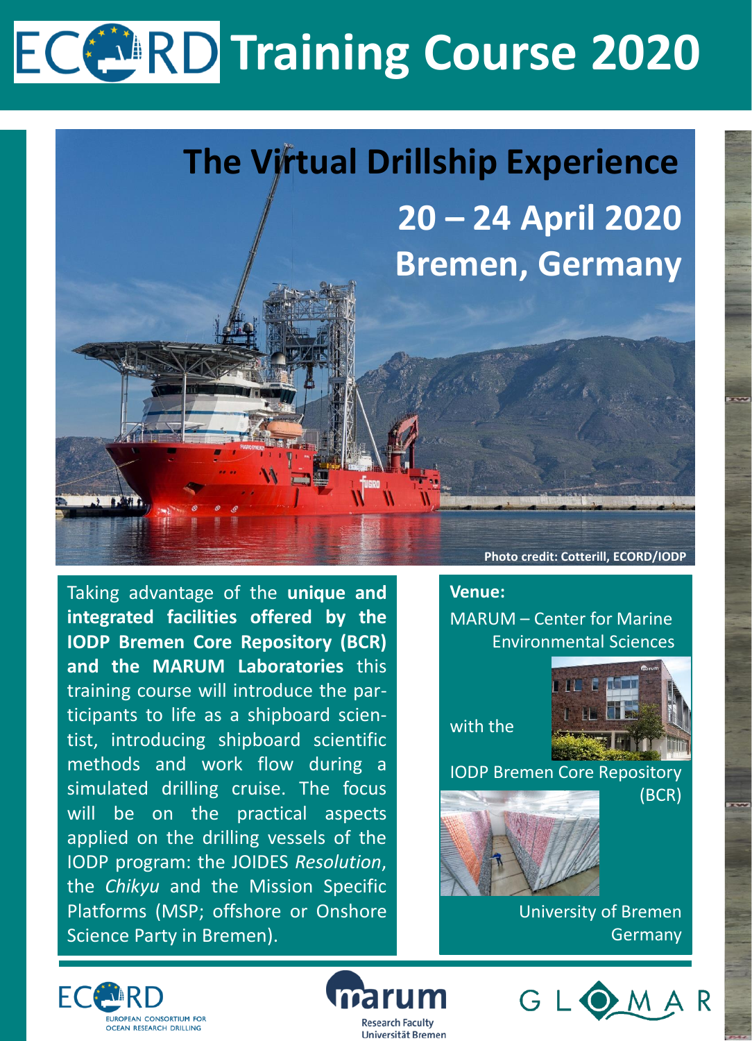# ECORD Training Course 2020

## The Virtual Drillship Experience

## 20 – 24 April 2020

## Bremen, Germany

Photo credit: Cotterill, ECORD/IODP

Taking advantage of the **unique and integrated facilities offered by the IODP Bremen Core Repository (BCR) and the MARUM Laboratories** this training course will introduce the participants to life as a shipboard scientist, introducing shipboard scientific methods and work flow during a simulated drilling cruise. The focus will be on the practical aspects applied on the drilling vessels of the IODP program: the JOIDES *Resolution*, the *Chikyu* and the Mission Specific Platforms (MSP; offshore or Onshore Science Party in Bremen).

**Venue:**

MARUM – Center for Marine Environmental Sciences

with the

IODP Bremen Core Repository (BCR)

University of Bremen
Germany

ECORD – European Consortium for Ocean Research Drilling

marum – Research Faculty Universität Bremen

GLOMAR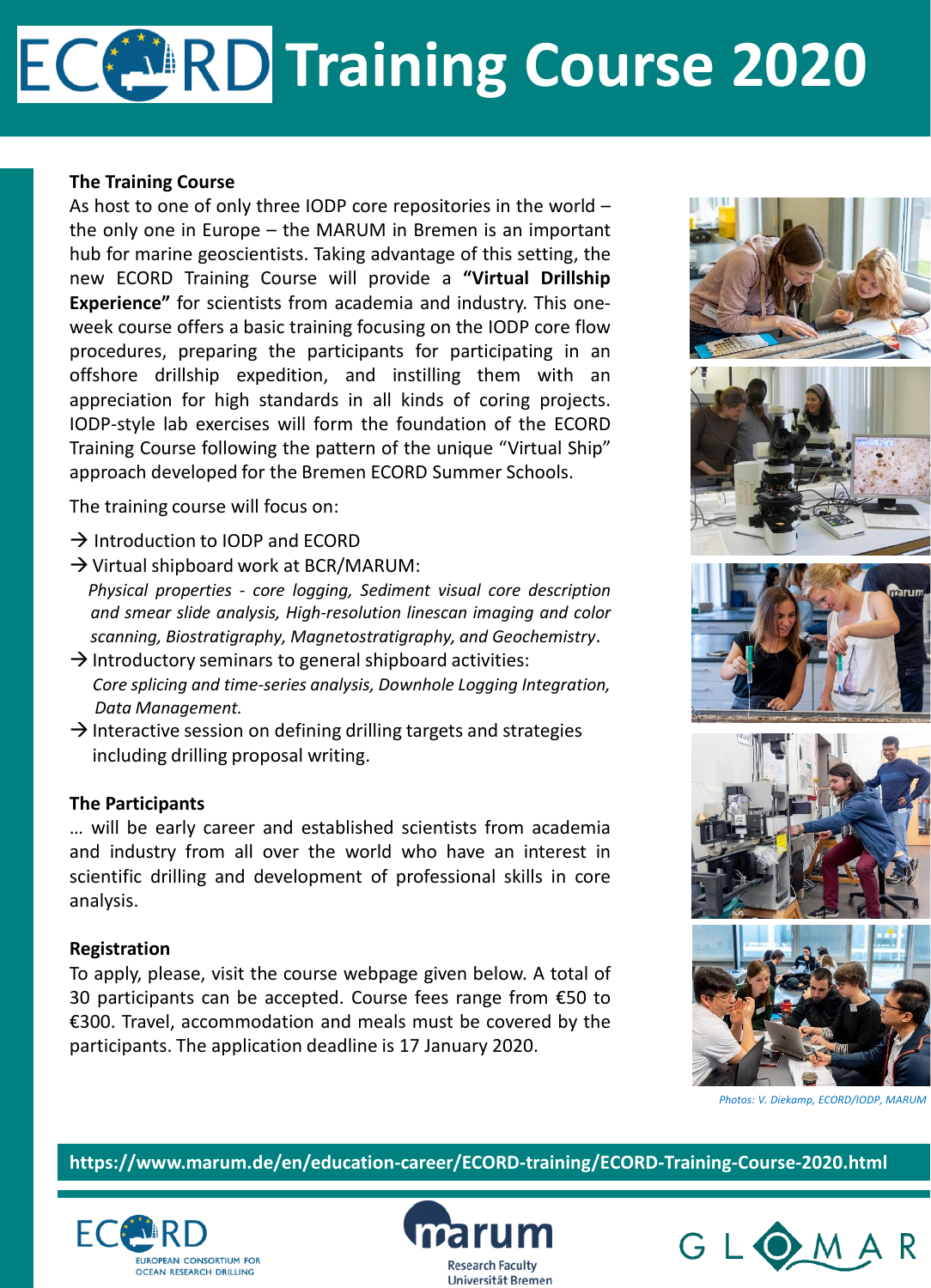# ECORD Training Course 2020

## The Training Course

As host to one of only three IODP core repositories in the world – the only one in Europe – the MARUM in Bremen is an important hub for marine geoscientists. Taking advantage of this setting, the new ECORD Training Course will provide a **"Virtual Drillship Experience"** for scientists from academia and industry. This one-week course offers a basic training focusing on the IODP core flow procedures, preparing the participants for participating in an offshore drillship expedition, and instilling them with an appreciation for high standards in all kinds of coring projects. IODP-style lab exercises will form the foundation of the ECORD Training Course following the pattern of the unique "Virtual Ship" approach developed for the Bremen ECORD Summer Schools.

The training course will focus on:

- → Introduction to IODP and ECORD
- → Virtual shipboard work at BCR/MARUM:
  *Physical properties - core logging, Sediment visual core description and smear slide analysis, High-resolution linescan imaging and color scanning, Biostratigraphy, Magnetostratigraphy, and Geochemistry*.
- → Introductory seminars to general shipboard activities:
  *Core splicing and time-series analysis, Downhole Logging Integration, Data Management.*
- → Interactive session on defining drilling targets and strategies including drilling proposal writing.

## The Participants

… will be early career and established scientists from academia and industry from all over the world who have an interest in scientific drilling and development of professional skills in core analysis.

## Registration

To apply, please, visit the course webpage given below. A total of 30 participants can be accepted. Course fees range from €50 to €300. Travel, accommodation and meals must be covered by the participants. The application deadline is 17 January 2020.

*Photos: V. Diekamp, ECORD/IODP, MARUM*

**https://www.marum.de/en/education-career/ECORD-training/ECORD-Training-Course-2020.html**

ECORD – European Consortium for Ocean Research Drilling

marum – Research Faculty Universität Bremen

GLOMAR